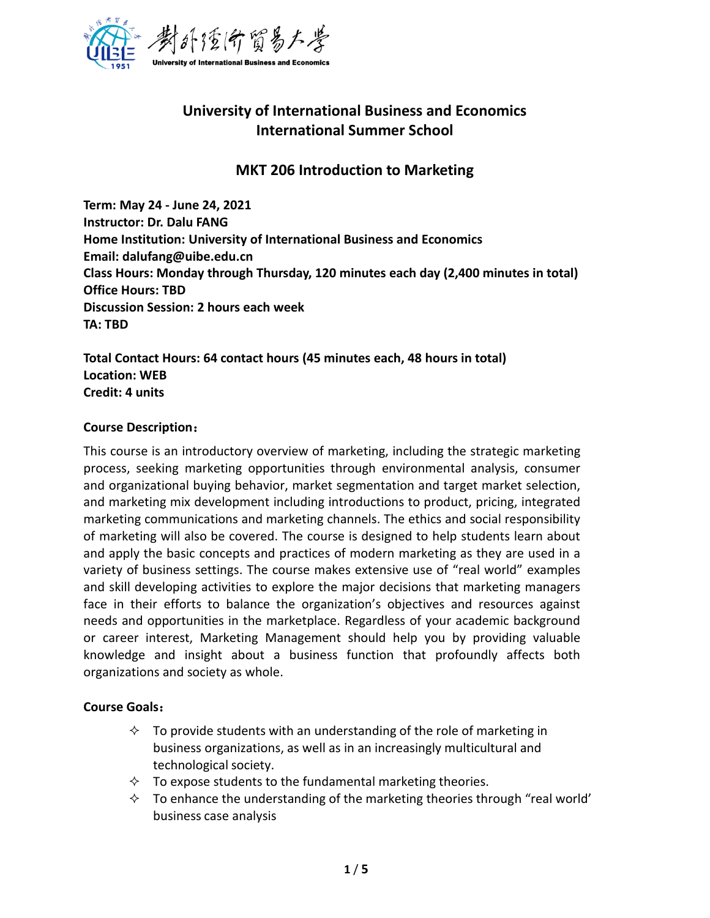# University of International Business and Economics
# International Summer School

## MKT 206 Introduction to Marketing

**Term: May 24 - June 24, 2021**
**Instructor: Dr. Dalu FANG**
**Home Institution: University of International Business and Economics**
**Email: dalufang@uibe.edu.cn**
**Class Hours: Monday through Thursday, 120 minutes each day (2,400 minutes in total)**
**Office Hours: TBD**
**Discussion Session: 2 hours each week**
**TA: TBD**

**Total Contact Hours: 64 contact hours (45 minutes each, 48 hours in total)**
**Location: WEB**
**Credit: 4 units**

### Course Description：

This course is an introductory overview of marketing, including the strategic marketing process, seeking marketing opportunities through environmental analysis, consumer and organizational buying behavior, market segmentation and target market selection, and marketing mix development including introductions to product, pricing, integrated marketing communications and marketing channels. The ethics and social responsibility of marketing will also be covered. The course is designed to help students learn about and apply the basic concepts and practices of modern marketing as they are used in a variety of business settings. The course makes extensive use of "real world" examples and skill developing activities to explore the major decisions that marketing managers face in their efforts to balance the organization's objectives and resources against needs and opportunities in the marketplace. Regardless of your academic background or career interest, Marketing Management should help you by providing valuable knowledge and insight about a business function that profoundly affects both organizations and society as whole.

### Course Goals：

- To provide students with an understanding of the role of marketing in business organizations, as well as in an increasingly multicultural and technological society.
- To expose students to the fundamental marketing theories.
- To enhance the understanding of the marketing theories through "real world' business case analysis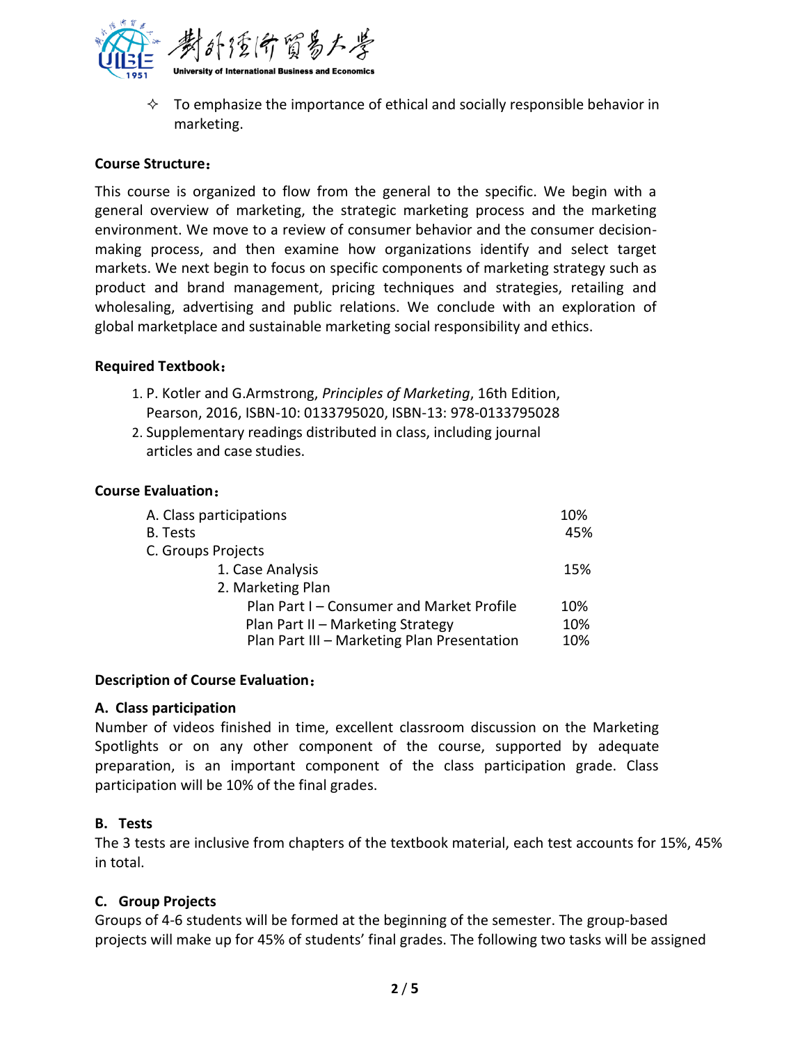- ✧ To emphasize the importance of ethical and socially responsible behavior in marketing.

**Course Structure：**

This course is organized to flow from the general to the specific. We begin with a general overview of marketing, the strategic marketing process and the marketing environment. We move to a review of consumer behavior and the consumer decision-making process, and then examine how organizations identify and select target markets. We next begin to focus on specific components of marketing strategy such as product and brand management, pricing techniques and strategies, retailing and wholesaling, advertising and public relations. We conclude with an exploration of global marketplace and sustainable marketing social responsibility and ethics.

**Required Textbook：**

1. P. Kotler and G.Armstrong, *Principles of Marketing*, 16th Edition, Pearson, 2016, ISBN-10: 0133795020, ISBN-13: 978-0133795028
2. Supplementary readings distributed in class, including journal articles and case studies.

**Course Evaluation：**

| | |
|---|---|
| A. Class participations | 10% |
| B. Tests | 45% |
| C. Groups Projects | |
| 1. Case Analysis | 15% |
| 2. Marketing Plan | |
| Plan Part I – Consumer and Market Profile | 10% |
| Plan Part II – Marketing Strategy | 10% |
| Plan Part III – Marketing Plan Presentation | 10% |

**Description of Course Evaluation：**

**A. Class participation**

Number of videos finished in time, excellent classroom discussion on the Marketing Spotlights or on any other component of the course, supported by adequate preparation, is an important component of the class participation grade. Class participation will be 10% of the final grades.

**B. Tests**

The 3 tests are inclusive from chapters of the textbook material, each test accounts for 15%, 45% in total.

**C. Group Projects**

Groups of 4-6 students will be formed at the beginning of the semester. The group-based projects will make up for 45% of students' final grades. The following two tasks will be assigned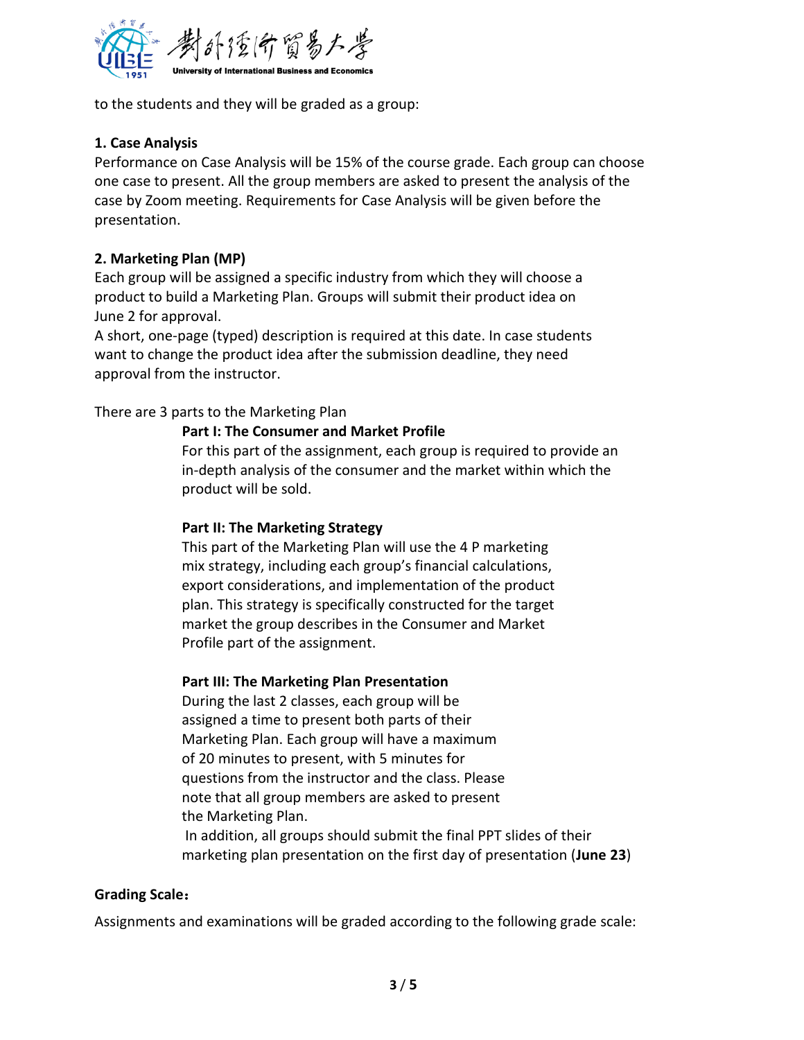to the students and they will be graded as a group:

**1. Case Analysis**

Performance on Case Analysis will be 15% of the course grade. Each group can choose one case to present. All the group members are asked to present the analysis of the case by Zoom meeting. Requirements for Case Analysis will be given before the presentation.

**2. Marketing Plan (MP)**

Each group will be assigned a specific industry from which they will choose a product to build a Marketing Plan. Groups will submit their product idea on June 2 for approval.

A short, one-page (typed) description is required at this date. In case students want to change the product idea after the submission deadline, they need approval from the instructor.

There are 3 parts to the Marketing Plan

**Part I: The Consumer and Market Profile**

For this part of the assignment, each group is required to provide an in-depth analysis of the consumer and the market within which the product will be sold.

**Part II: The Marketing Strategy**

This part of the Marketing Plan will use the 4 P marketing mix strategy, including each group's financial calculations, export considerations, and implementation of the product plan. This strategy is specifically constructed for the target market the group describes in the Consumer and Market Profile part of the assignment.

**Part III: The Marketing Plan Presentation**

During the last 2 classes, each group will be assigned a time to present both parts of their Marketing Plan. Each group will have a maximum of 20 minutes to present, with 5 minutes for questions from the instructor and the class. Please note that all group members are asked to present the Marketing Plan.

In addition, all groups should submit the final PPT slides of their marketing plan presentation on the first day of presentation (**June 23**)

**Grading Scale：**

Assignments and examinations will be graded according to the following grade scale: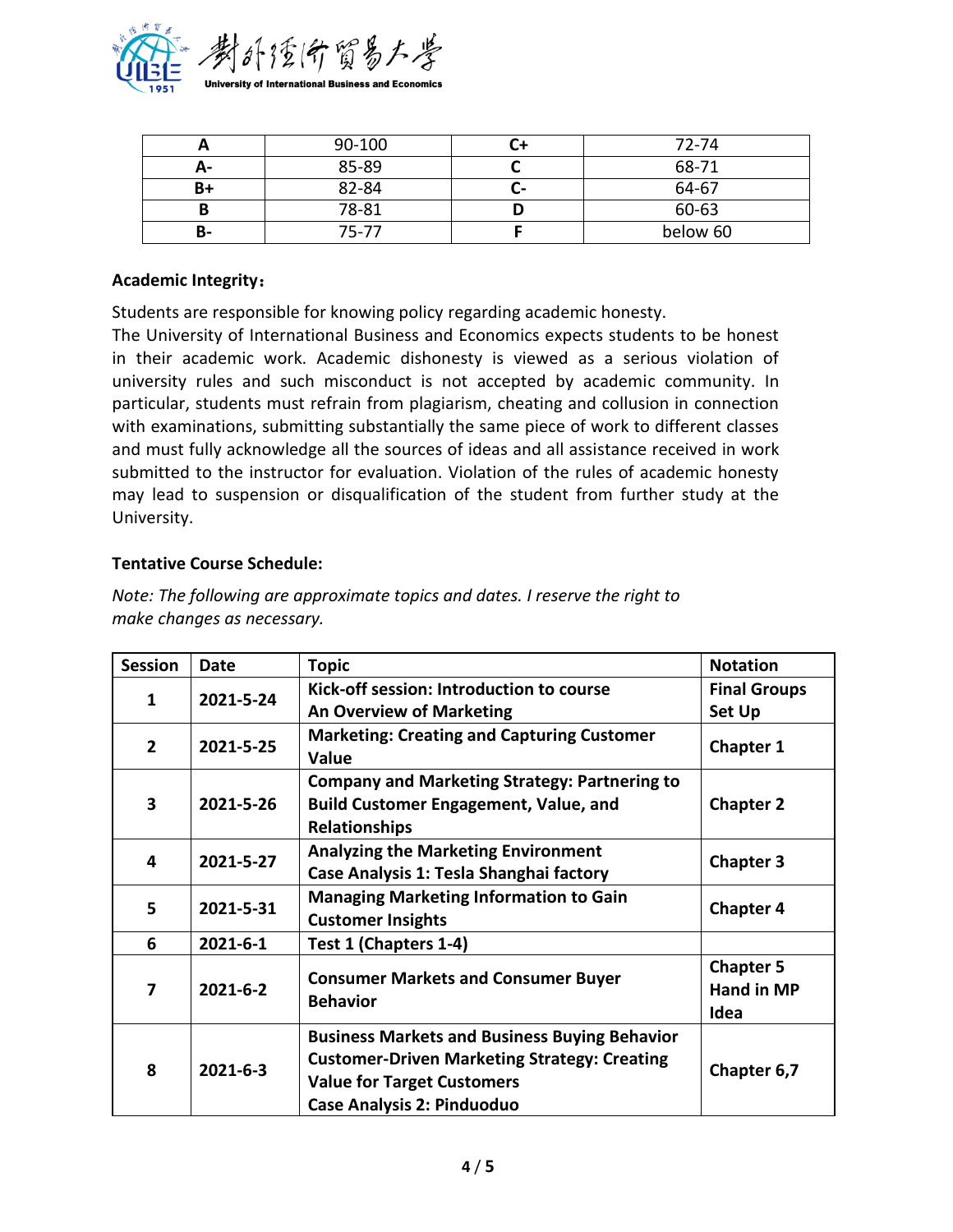| A | 90-100 | C+ | 72-74 |
|---|---|---|---|
| A- | 85-89 | C | 68-71 |
| B+ | 82-84 | C- | 64-67 |
| B | 78-81 | D | 60-63 |
| B- | 75-77 | F | below 60 |

**Academic Integrity：**

Students are responsible for knowing policy regarding academic honesty.
The University of International Business and Economics expects students to be honest in their academic work. Academic dishonesty is viewed as a serious violation of university rules and such misconduct is not accepted by academic community. In particular, students must refrain from plagiarism, cheating and collusion in connection with examinations, submitting substantially the same piece of work to different classes and must fully acknowledge all the sources of ideas and all assistance received in work submitted to the instructor for evaluation. Violation of the rules of academic honesty may lead to suspension or disqualification of the student from further study at the University.

**Tentative Course Schedule:**

*Note: The following are approximate topics and dates. I reserve the right to make changes as necessary.*

| Session | Date | Topic | Notation |
|---|---|---|---|
| 1 | 2021-5-24 | Kick-off session: Introduction to course<br>An Overview of Marketing | Final Groups Set Up |
| 2 | 2021-5-25 | Marketing: Creating and Capturing Customer Value | Chapter 1 |
| 3 | 2021-5-26 | Company and Marketing Strategy: Partnering to Build Customer Engagement, Value, and Relationships | Chapter 2 |
| 4 | 2021-5-27 | Analyzing the Marketing Environment<br>Case Analysis 1: Tesla Shanghai factory | Chapter 3 |
| 5 | 2021-5-31 | Managing Marketing Information to Gain Customer Insights | Chapter 4 |
| 6 | 2021-6-1 | Test 1 (Chapters 1-4) | |
| 7 | 2021-6-2 | Consumer Markets and Consumer Buyer Behavior | Chapter 5<br>Hand in MP Idea |
| 8 | 2021-6-3 | Business Markets and Business Buying Behavior<br>Customer-Driven Marketing Strategy: Creating Value for Target Customers<br>Case Analysis 2: Pinduoduo | Chapter 6,7 |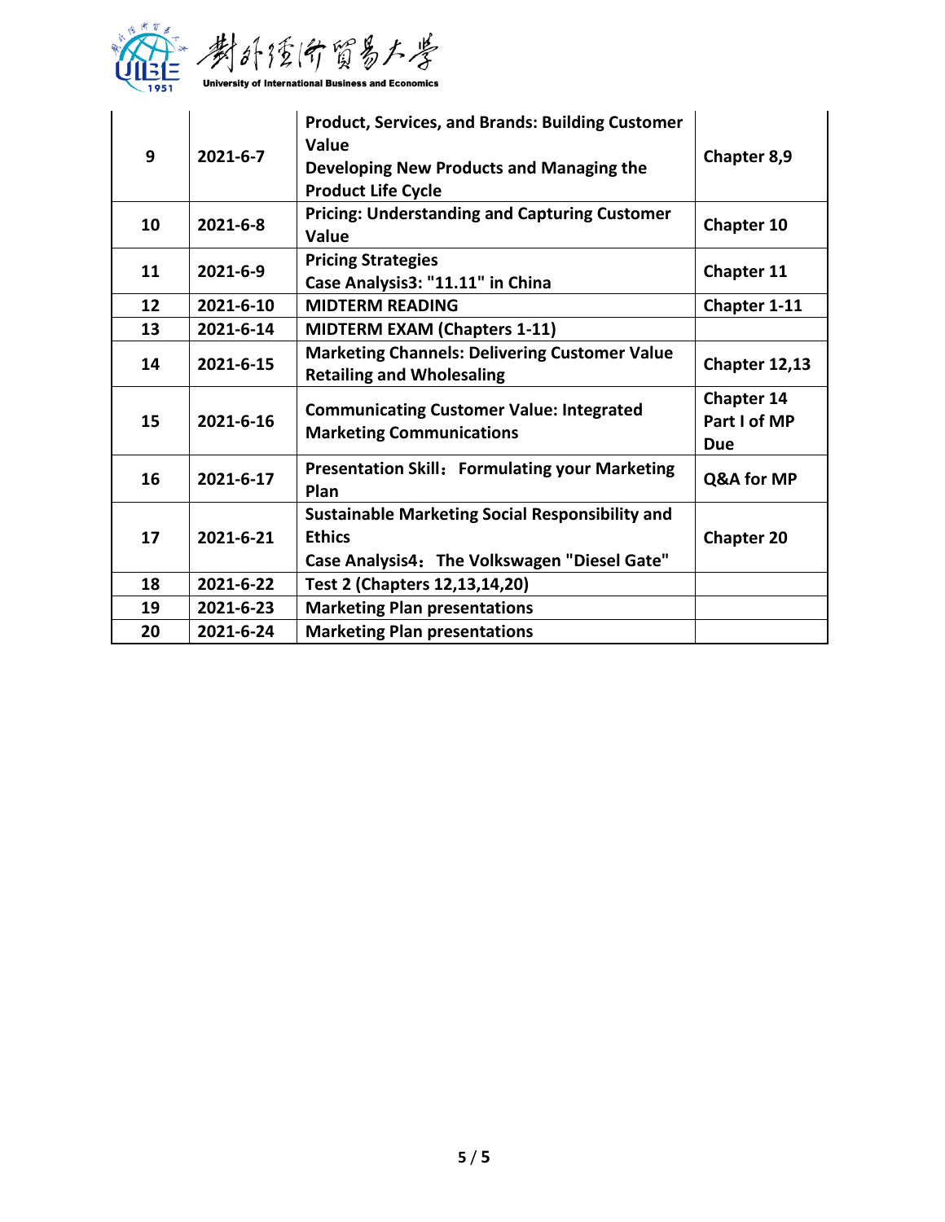| | | | |
|---|---|---|---|
| **9** | **2021-6-7** | **Product, Services, and Brands: Building Customer Value<br>Developing New Products and Managing the Product Life Cycle** | **Chapter 8,9** |
| **10** | **2021-6-8** | **Pricing: Understanding and Capturing Customer Value** | **Chapter 10** |
| **11** | **2021-6-9** | **Pricing Strategies<br>Case Analysis3: "11.11" in China** | **Chapter 11** |
| **12** | **2021-6-10** | **MIDTERM READING** | **Chapter 1-11** |
| **13** | **2021-6-14** | **MIDTERM EXAM (Chapters 1-11)** | |
| **14** | **2021-6-15** | **Marketing Channels: Delivering Customer Value<br>Retailing and Wholesaling** | **Chapter 12,13** |
| **15** | **2021-6-16** | **Communicating Customer Value: Integrated Marketing Communications** | **Chapter 14<br>Part I of MP Due** |
| **16** | **2021-6-17** | **Presentation Skill：Formulating your Marketing Plan** | **Q&A for MP** |
| **17** | **2021-6-21** | **Sustainable Marketing Social Responsibility and Ethics<br>Case Analysis4：The Volkswagen "Diesel Gate"** | **Chapter 20** |
| **18** | **2021-6-22** | **Test 2 (Chapters 12,13,14,20)** | |
| **19** | **2021-6-23** | **Marketing Plan presentations** | |
| **20** | **2021-6-24** | **Marketing Plan presentations** | |